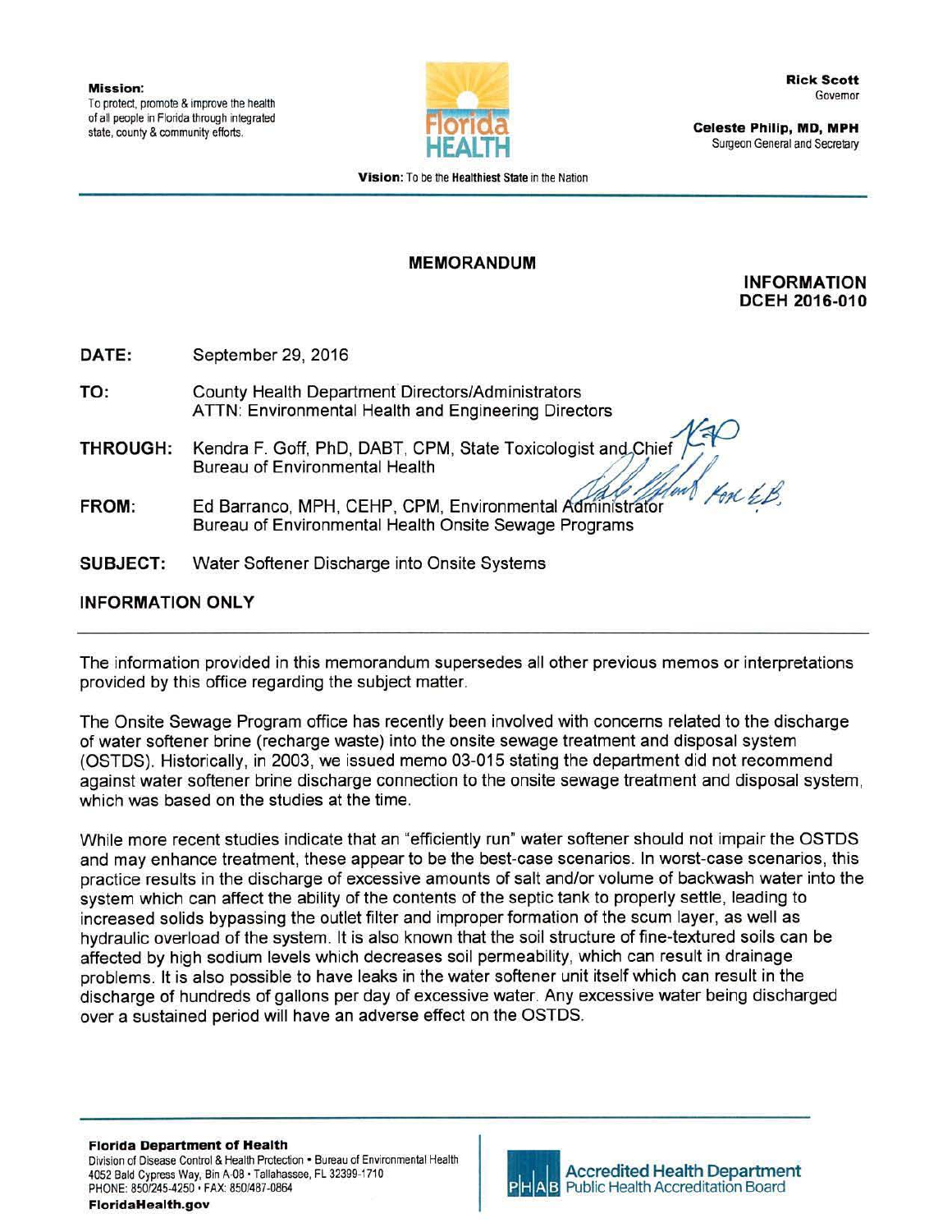**Mission:**
To protect, promote & improve the health of all people in Florida through integrated state, county & community efforts.

**Rick Scott**
Governor

**Celeste Philip, MD, MPH**
Surgeon General and Secretary

**Vision:** To be the **Healthiest State** in the Nation

## MEMORANDUM

**INFORMATION**
**DCEH 2016-010**

**DATE:** September 29, 2016

**TO:** County Health Department Directors/Administrators
ATTN: Environmental Health and Engineering Directors

**THROUGH:** Kendra F. Goff, PhD, DABT, CPM, State Toxicologist and Chief
Bureau of Environmental Health

**FROM:** Ed Barranco, MPH, CEHP, CPM, Environmental Administrator
Bureau of Environmental Health Onsite Sewage Programs

**SUBJECT:** Water Softener Discharge into Onsite Systems

**INFORMATION ONLY**

---

The information provided in this memorandum supersedes all other previous memos or interpretations provided by this office regarding the subject matter.

The Onsite Sewage Program office has recently been involved with concerns related to the discharge of water softener brine (recharge waste) into the onsite sewage treatment and disposal system (OSTDS). Historically, in 2003, we issued memo 03-015 stating the department did not recommend against water softener brine discharge connection to the onsite sewage treatment and disposal system, which was based on the studies at the time.

While more recent studies indicate that an "efficiently run" water softener should not impair the OSTDS and may enhance treatment, these appear to be the best-case scenarios. In worst-case scenarios, this practice results in the discharge of excessive amounts of salt and/or volume of backwash water into the system which can affect the ability of the contents of the septic tank to properly settle, leading to increased solids bypassing the outlet filter and improper formation of the scum layer, as well as hydraulic overload of the system. It is also known that the soil structure of fine-textured soils can be affected by high sodium levels which decreases soil permeability, which can result in drainage problems. It is also possible to have leaks in the water softener unit itself which can result in the discharge of hundreds of gallons per day of excessive water. Any excessive water being discharged over a sustained period will have an adverse effect on the OSTDS.

**Florida Department of Health**
Division of Disease Control & Health Protection • Bureau of Environmental Health
4052 Bald Cypress Way, Bin A-08 • Tallahassee, FL 32399-1710
PHONE: 850/245-4250 • FAX: 850/487-0864
**FloridaHealth.gov**

Accredited Health Department
Public Health Accreditation Board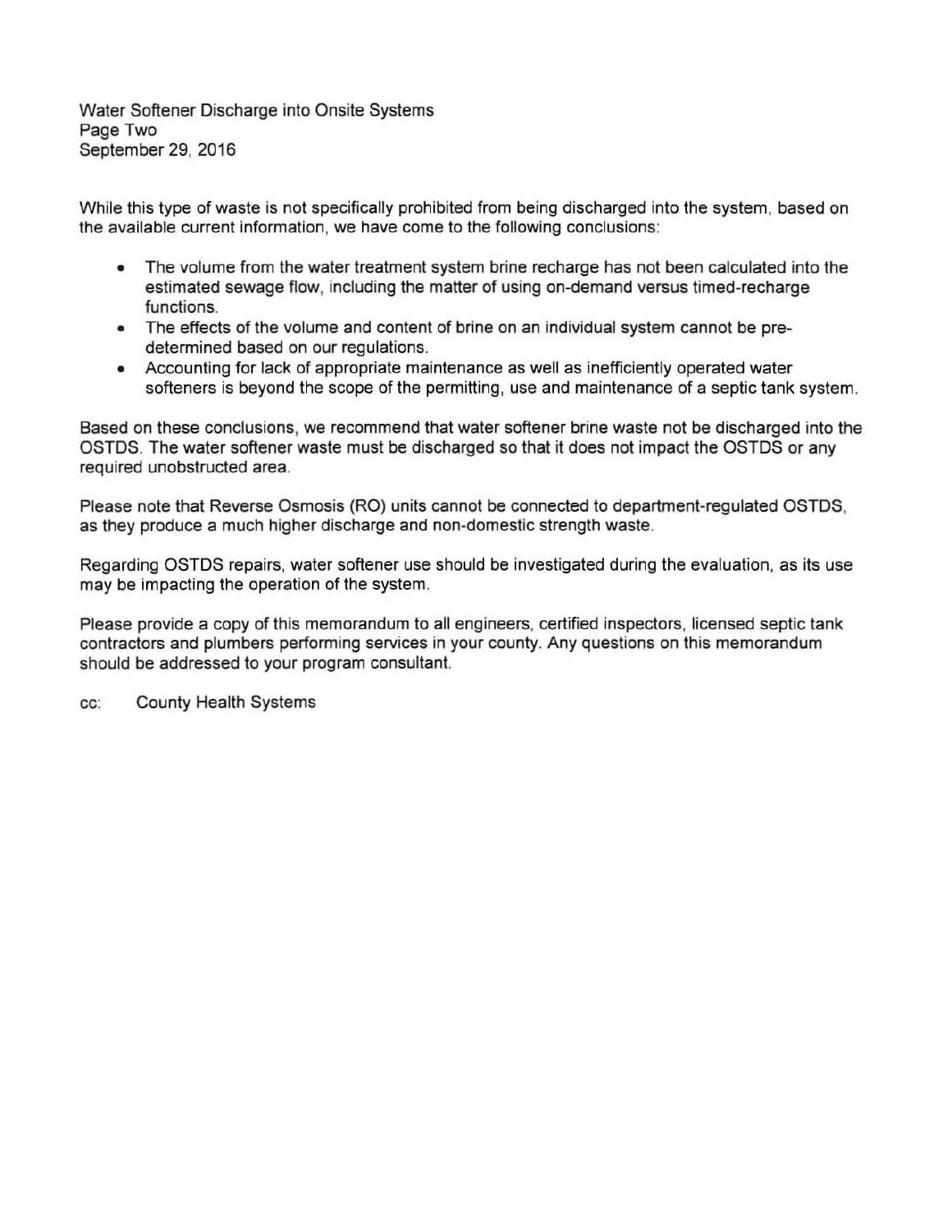While this type of waste is not specifically prohibited from being discharged into the system, based on the available current information, we have come to the following conclusions:

- The volume from the water treatment system brine recharge has not been calculated into the estimated sewage flow, including the matter of using on-demand versus timed-recharge functions.
- The effects of the volume and content of brine on an individual system cannot be pre-determined based on our regulations.
- Accounting for lack of appropriate maintenance as well as inefficiently operated water softeners is beyond the scope of the permitting, use and maintenance of a septic tank system.

Based on these conclusions, we recommend that water softener brine waste not be discharged into the OSTDS. The water softener waste must be discharged so that it does not impact the OSTDS or any required unobstructed area.

Please note that Reverse Osmosis (RO) units cannot be connected to department-regulated OSTDS, as they produce a much higher discharge and non-domestic strength waste.

Regarding OSTDS repairs, water softener use should be investigated during the evaluation, as its use may be impacting the operation of the system.

Please provide a copy of this memorandum to all engineers, certified inspectors, licensed septic tank contractors and plumbers performing services in your county. Any questions on this memorandum should be addressed to your program consultant.

cc: County Health Systems